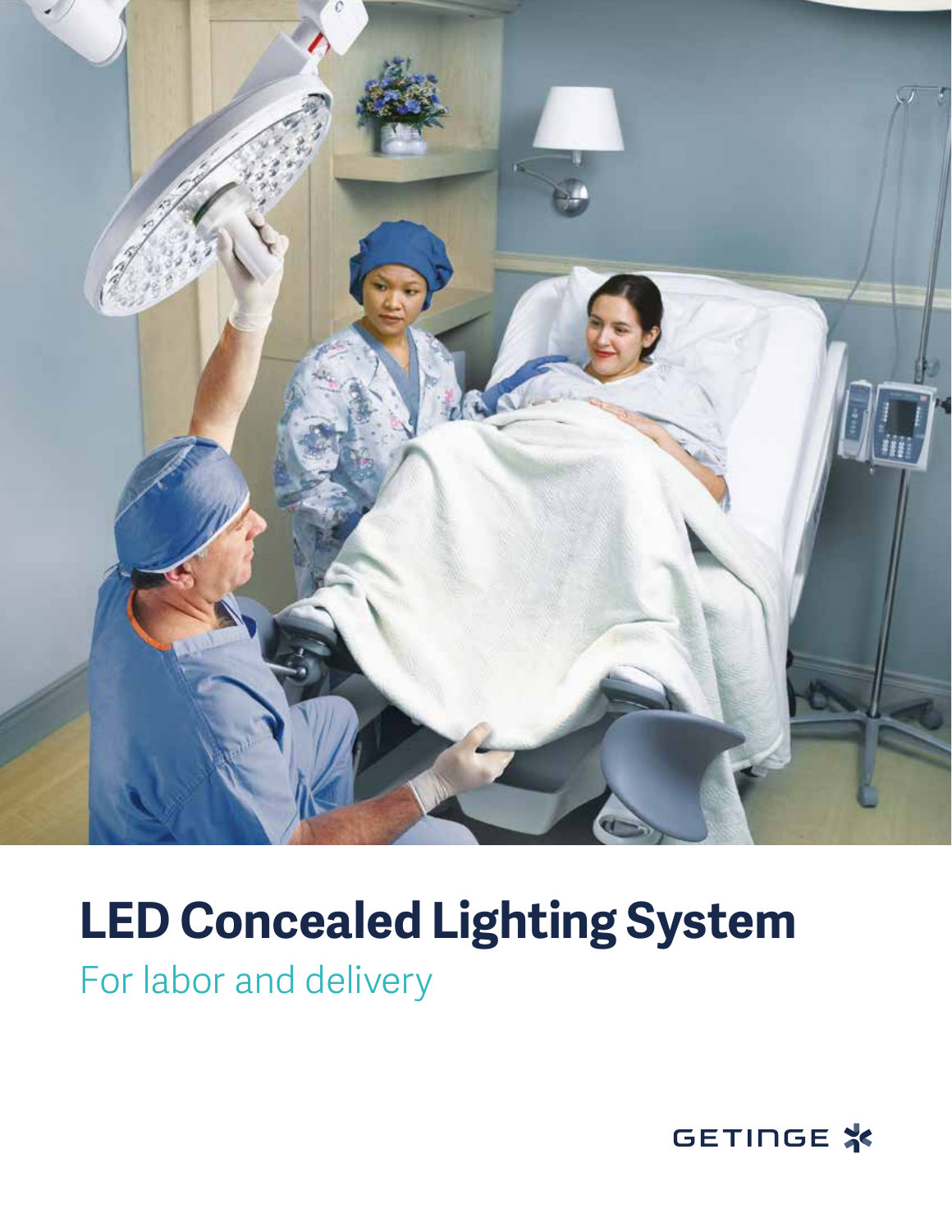# LED Concealed Lighting System

## For labor and delivery

GETINGE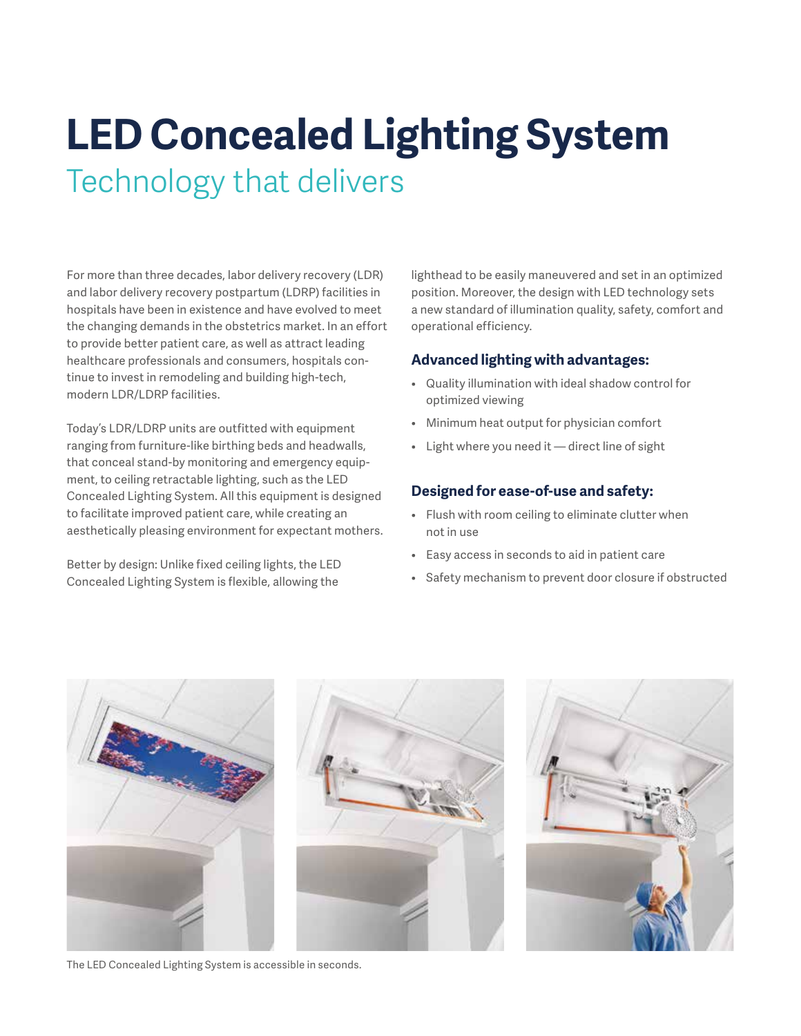# LED Concealed Lighting System

## Technology that delivers

For more than three decades, labor delivery recovery (LDR) and labor delivery recovery postpartum (LDRP) facilities in hospitals have been in existence and have evolved to meet the changing demands in the obstetrics market. In an effort to provide better patient care, as well as attract leading healthcare professionals and consumers, hospitals continue to invest in remodeling and building high-tech, modern LDR/LDRP facilities.

Today's LDR/LDRP units are outfitted with equipment ranging from furniture-like birthing beds and headwalls, that conceal stand-by monitoring and emergency equipment, to ceiling retractable lighting, such as the LED Concealed Lighting System. All this equipment is designed to facilitate improved patient care, while creating an aesthetically pleasing environment for expectant mothers.

Better by design: Unlike fixed ceiling lights, the LED Concealed Lighting System is flexible, allowing the lighthead to be easily maneuvered and set in an optimized position. Moreover, the design with LED technology sets a new standard of illumination quality, safety, comfort and operational efficiency.

### Advanced lighting with advantages:

- Quality illumination with ideal shadow control for optimized viewing
- Minimum heat output for physician comfort
- Light where you need it — direct line of sight

### Designed for ease-of-use and safety:

- Flush with room ceiling to eliminate clutter when not in use
- Easy access in seconds to aid in patient care
- Safety mechanism to prevent door closure if obstructed

The LED Concealed Lighting System is accessible in seconds.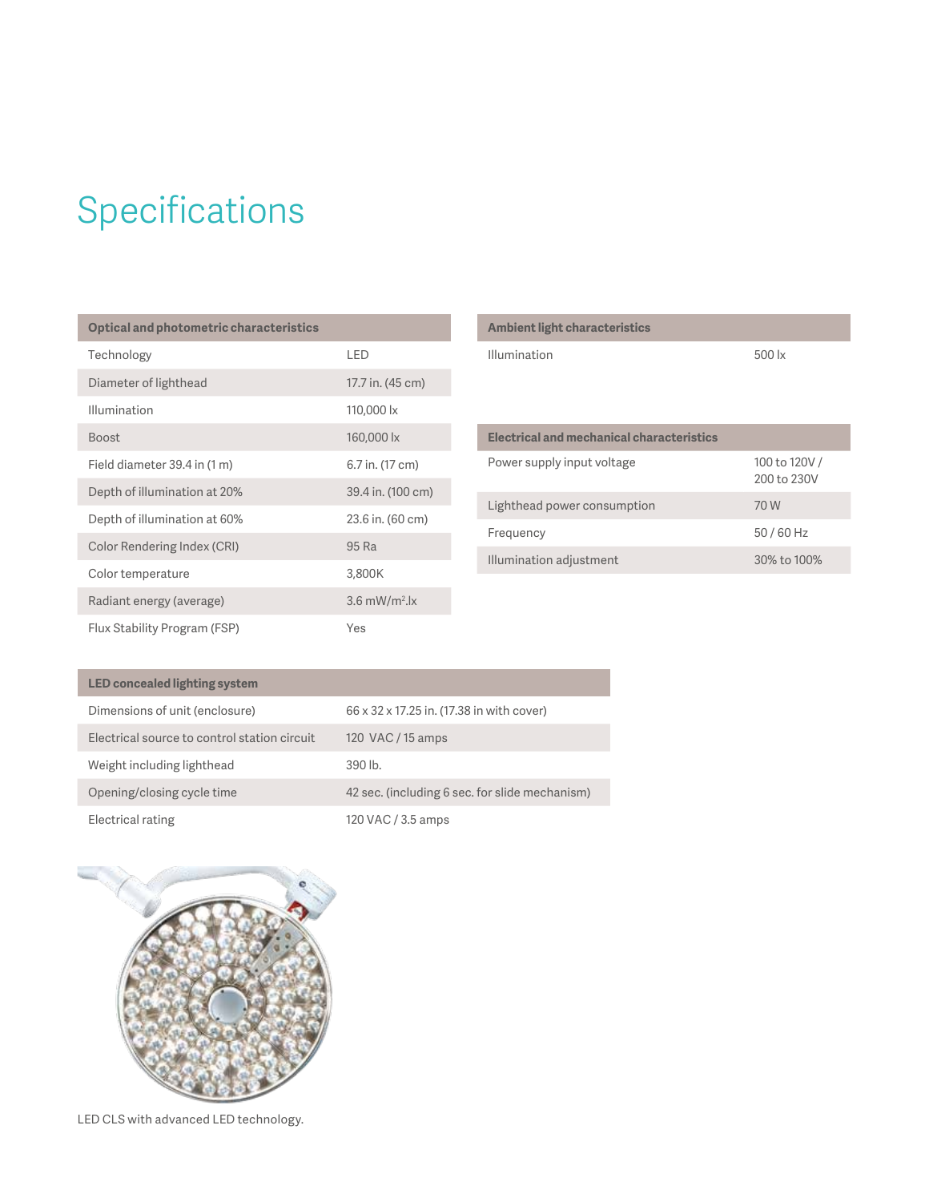# Specifications

| Optical and photometric characteristics | |
|---|---|
| Technology | LED |
| Diameter of lighthead | 17.7 in. (45 cm) |
| Illumination | 110,000 lx |
| Boost | 160,000 lx |
| Field diameter 39.4 in (1 m) | 6.7 in. (17 cm) |
| Depth of illumination at 20% | 39.4 in. (100 cm) |
| Depth of illumination at 60% | 23.6 in. (60 cm) |
| Color Rendering Index (CRI) | 95 Ra |
| Color temperature | 3,800K |
| Radiant energy (average) | 3.6 $mW/m^2.lx$ |
| Flux Stability Program (FSP) | Yes |

| Ambient light characteristics | |
|---|---|
| Illumination | 500 lx |

| Electrical and mechanical characteristics | |
|---|---|
| Power supply input voltage | 100 to 120V / 200 to 230V |
| Lighthead power consumption | 70 W |
| Frequency | 50 / 60 Hz |
| Illumination adjustment | 30% to 100% |

| LED concealed lighting system | |
|---|---|
| Dimensions of unit (enclosure) | 66 x 32 x 17.25 in. (17.38 in with cover) |
| Electrical source to control station circuit | 120 VAC / 15 amps |
| Weight including lighthead | 390 lb. |
| Opening/closing cycle time | 42 sec. (including 6 sec. for slide mechanism) |
| Electrical rating | 120 VAC / 3.5 amps |

LED CLS with advanced LED technology.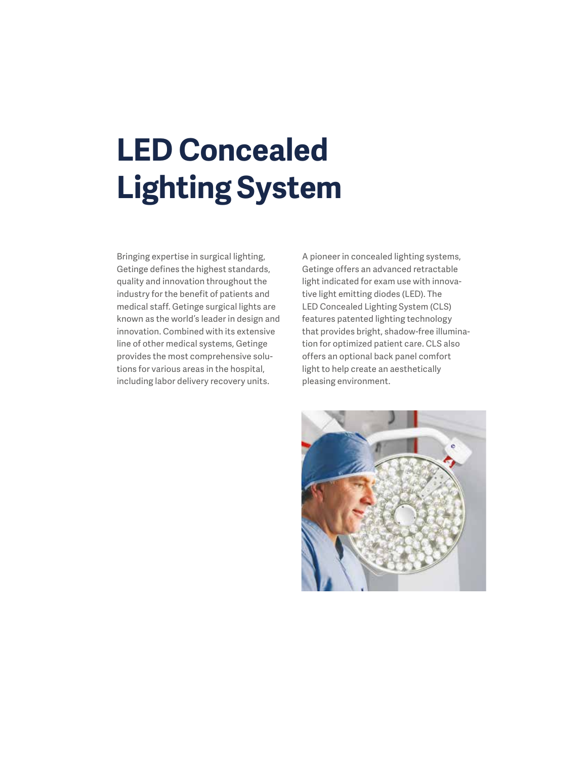# LED Concealed Lighting System

Bringing expertise in surgical lighting, Getinge defines the highest standards, quality and innovation throughout the industry for the benefit of patients and medical staff. Getinge surgical lights are known as the world's leader in design and innovation. Combined with its extensive line of other medical systems, Getinge provides the most comprehensive solutions for various areas in the hospital, including labor delivery recovery units.

A pioneer in concealed lighting systems, Getinge offers an advanced retractable light indicated for exam use with innovative light emitting diodes (LED). The LED Concealed Lighting System (CLS) features patented lighting technology that provides bright, shadow-free illumination for optimized patient care. CLS also offers an optional back panel comfort light to help create an aesthetically pleasing environment.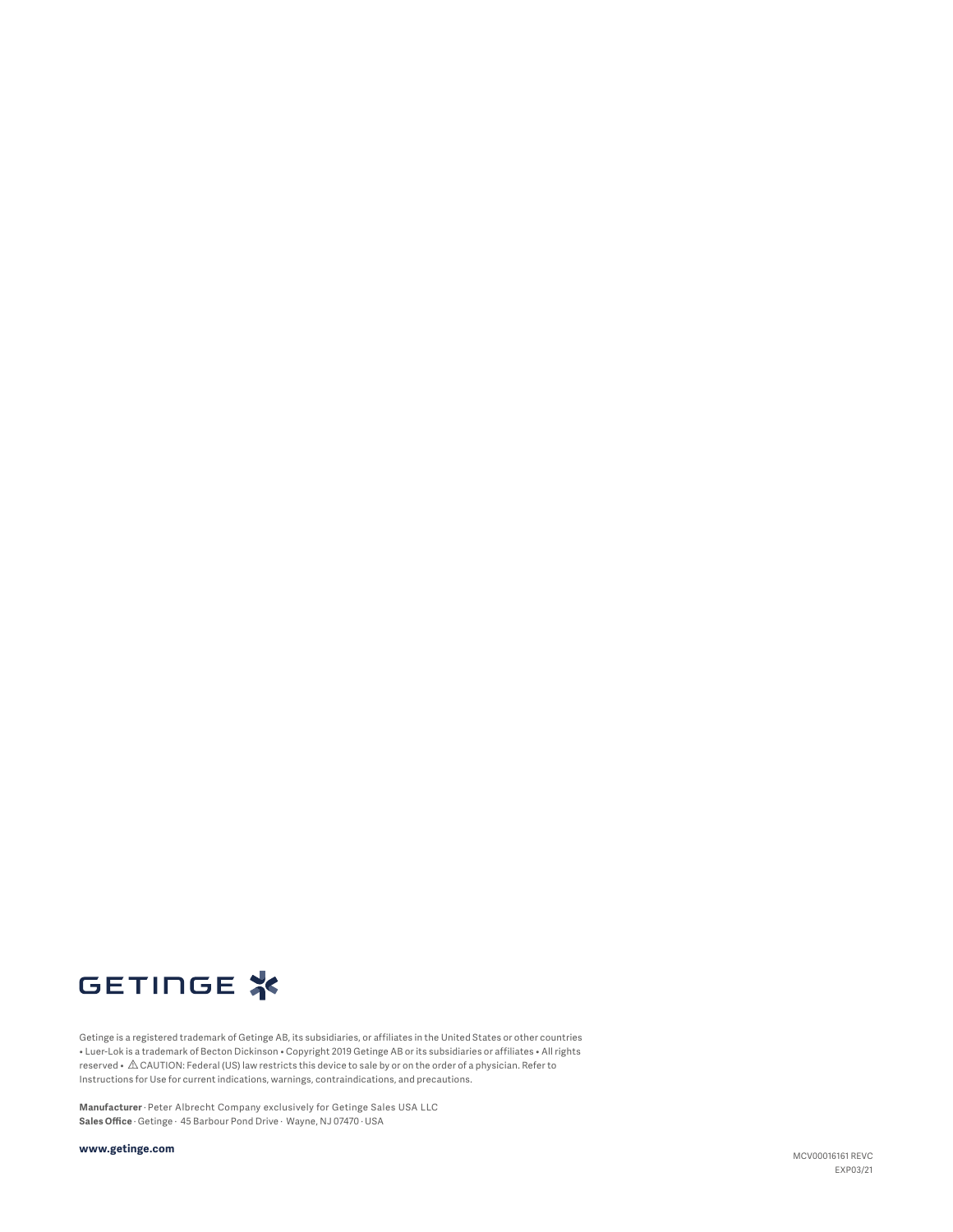GETINGE

Getinge is a registered trademark of Getinge AB, its subsidiaries, or affiliates in the United States or other countries • Luer-Lok is a trademark of Becton Dickinson • Copyright 2019 Getinge AB or its subsidiaries or affiliates • All rights reserved • ⚠ CAUTION: Federal (US) law restricts this device to sale by or on the order of a physician. Refer to Instructions for Use for current indications, warnings, contraindications, and precautions.

**Manufacturer** · Peter Albrecht Company exclusively for Getinge Sales USA LLC
**Sales Office** · Getinge · 45 Barbour Pond Drive · Wayne, NJ 07470 · USA

**www.getinge.com**

MCV00016161 REVC
EXP03/21